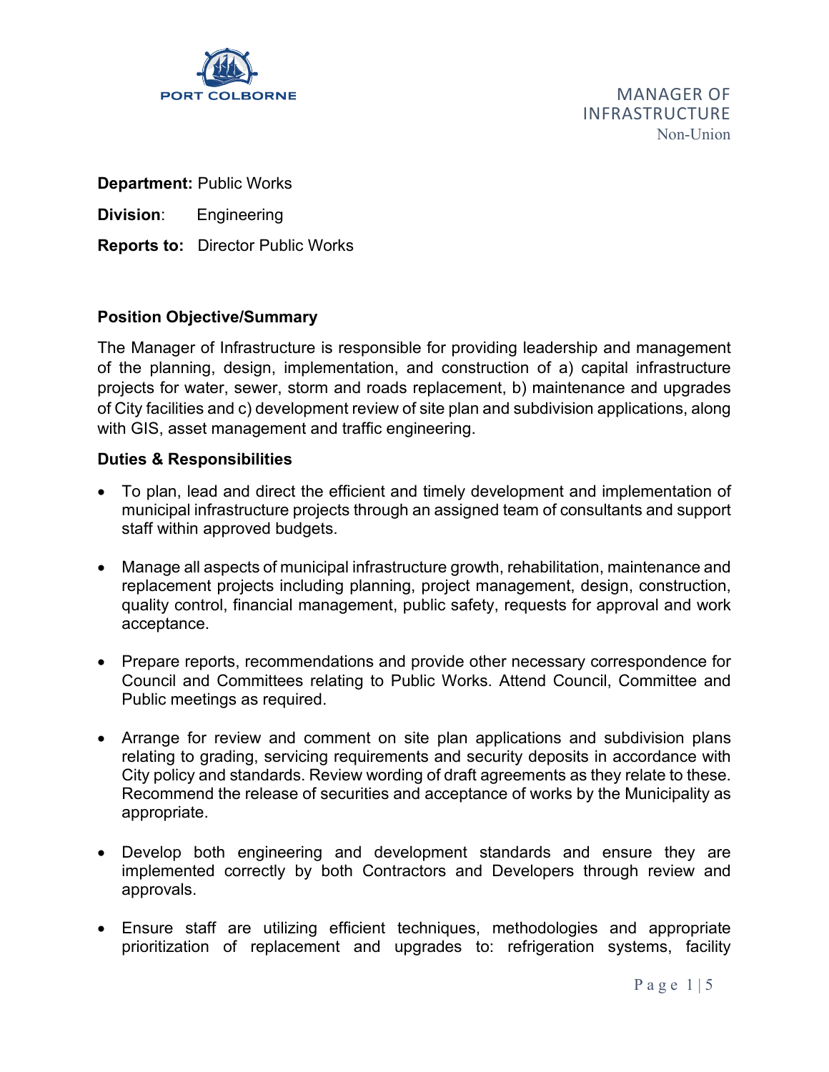PORT COLBORNE

# MANAGER OF INFRASTRUCTURE

Non-Union

**Department:** Public Works

**Division:** Engineering

**Reports to:** Director Public Works

## Position Objective/Summary

The Manager of Infrastructure is responsible for providing leadership and management of the planning, design, implementation, and construction of a) capital infrastructure projects for water, sewer, storm and roads replacement, b) maintenance and upgrades of City facilities and c) development review of site plan and subdivision applications, along with GIS, asset management and traffic engineering.

## Duties & Responsibilities

- To plan, lead and direct the efficient and timely development and implementation of municipal infrastructure projects through an assigned team of consultants and support staff within approved budgets.
- Manage all aspects of municipal infrastructure growth, rehabilitation, maintenance and replacement projects including planning, project management, design, construction, quality control, financial management, public safety, requests for approval and work acceptance.
- Prepare reports, recommendations and provide other necessary correspondence for Council and Committees relating to Public Works. Attend Council, Committee and Public meetings as required.
- Arrange for review and comment on site plan applications and subdivision plans relating to grading, servicing requirements and security deposits in accordance with City policy and standards. Review wording of draft agreements as they relate to these. Recommend the release of securities and acceptance of works by the Municipality as appropriate.
- Develop both engineering and development standards and ensure they are implemented correctly by both Contractors and Developers through review and approvals.
- Ensure staff are utilizing efficient techniques, methodologies and appropriate prioritization of replacement and upgrades to: refrigeration systems, facility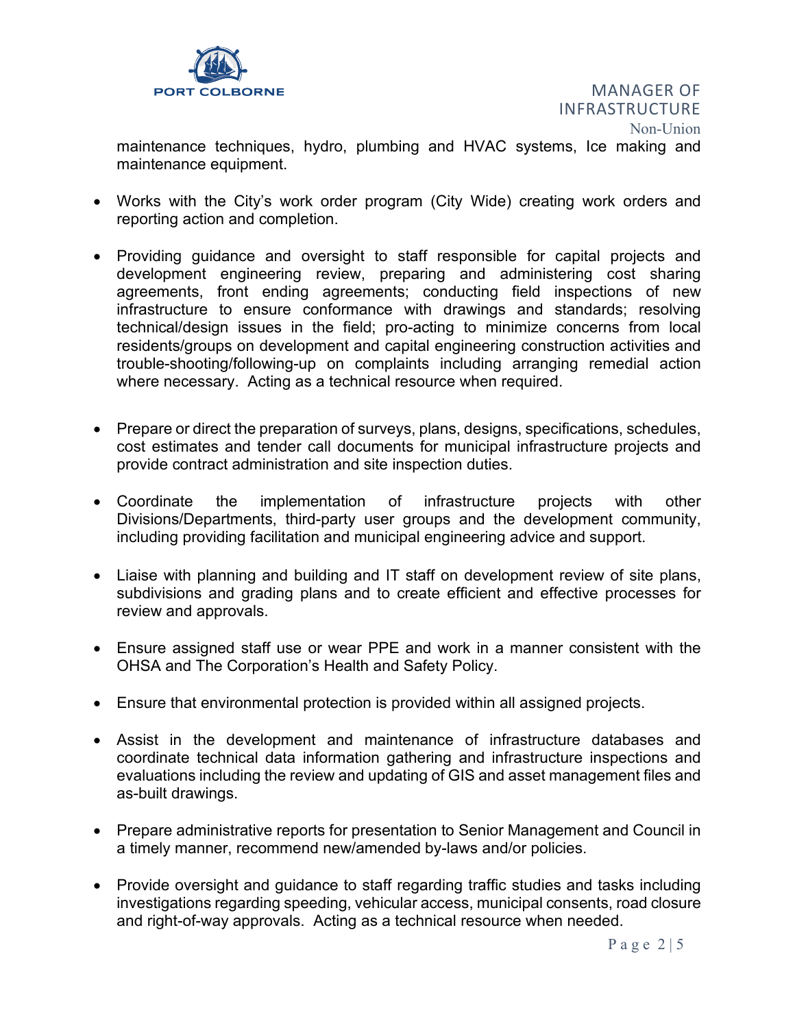maintenance techniques, hydro, plumbing and HVAC systems, Ice making and maintenance equipment.

- Works with the City's work order program (City Wide) creating work orders and reporting action and completion.

- Providing guidance and oversight to staff responsible for capital projects and development engineering review, preparing and administering cost sharing agreements, front ending agreements; conducting field inspections of new infrastructure to ensure conformance with drawings and standards; resolving technical/design issues in the field; pro-acting to minimize concerns from local residents/groups on development and capital engineering construction activities and trouble-shooting/following-up on complaints including arranging remedial action where necessary. Acting as a technical resource when required.

- Prepare or direct the preparation of surveys, plans, designs, specifications, schedules, cost estimates and tender call documents for municipal infrastructure projects and provide contract administration and site inspection duties.

- Coordinate the implementation of infrastructure projects with other Divisions/Departments, third-party user groups and the development community, including providing facilitation and municipal engineering advice and support.

- Liaise with planning and building and IT staff on development review of site plans, subdivisions and grading plans and to create efficient and effective processes for review and approvals.

- Ensure assigned staff use or wear PPE and work in a manner consistent with the OHSA and The Corporation's Health and Safety Policy.

- Ensure that environmental protection is provided within all assigned projects.

- Assist in the development and maintenance of infrastructure databases and coordinate technical data information gathering and infrastructure inspections and evaluations including the review and updating of GIS and asset management files and as-built drawings.

- Prepare administrative reports for presentation to Senior Management and Council in a timely manner, recommend new/amended by-laws and/or policies.

- Provide oversight and guidance to staff regarding traffic studies and tasks including investigations regarding speeding, vehicular access, municipal consents, road closure and right-of-way approvals. Acting as a technical resource when needed.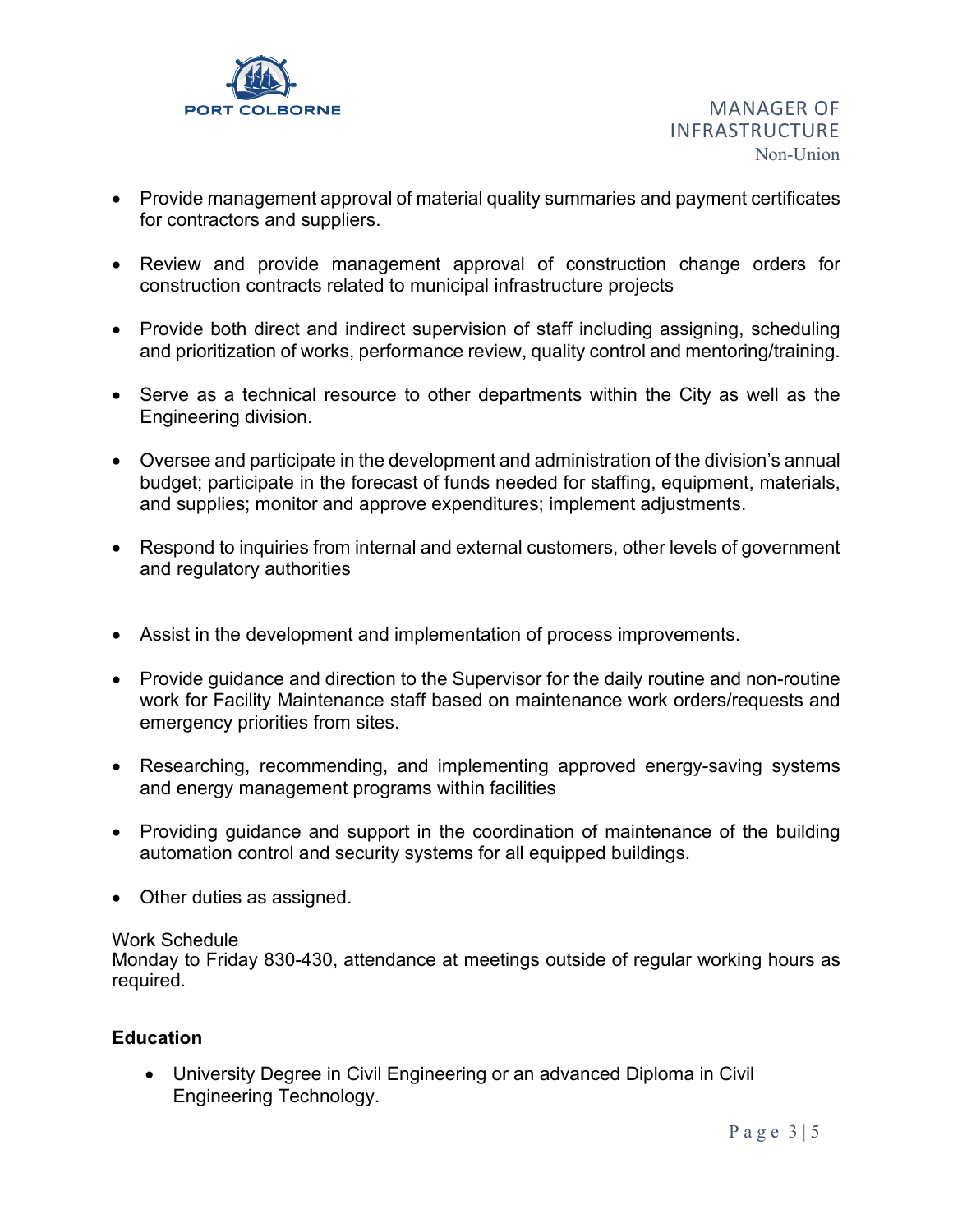- Provide management approval of material quality summaries and payment certificates for contractors and suppliers.

- Review and provide management approval of construction change orders for construction contracts related to municipal infrastructure projects

- Provide both direct and indirect supervision of staff including assigning, scheduling and prioritization of works, performance review, quality control and mentoring/training.

- Serve as a technical resource to other departments within the City as well as the Engineering division.

- Oversee and participate in the development and administration of the division's annual budget; participate in the forecast of funds needed for staffing, equipment, materials, and supplies; monitor and approve expenditures; implement adjustments.

- Respond to inquiries from internal and external customers, other levels of government and regulatory authorities

- Assist in the development and implementation of process improvements.

- Provide guidance and direction to the Supervisor for the daily routine and non-routine work for Facility Maintenance staff based on maintenance work orders/requests and emergency priorities from sites.

- Researching, recommending, and implementing approved energy-saving systems and energy management programs within facilities

- Providing guidance and support in the coordination of maintenance of the building automation control and security systems for all equipped buildings.

- Other duties as assigned.

<u>Work Schedule</u>
Monday to Friday 830-430, attendance at meetings outside of regular working hours as required.

**Education**

- University Degree in Civil Engineering or an advanced Diploma in Civil Engineering Technology.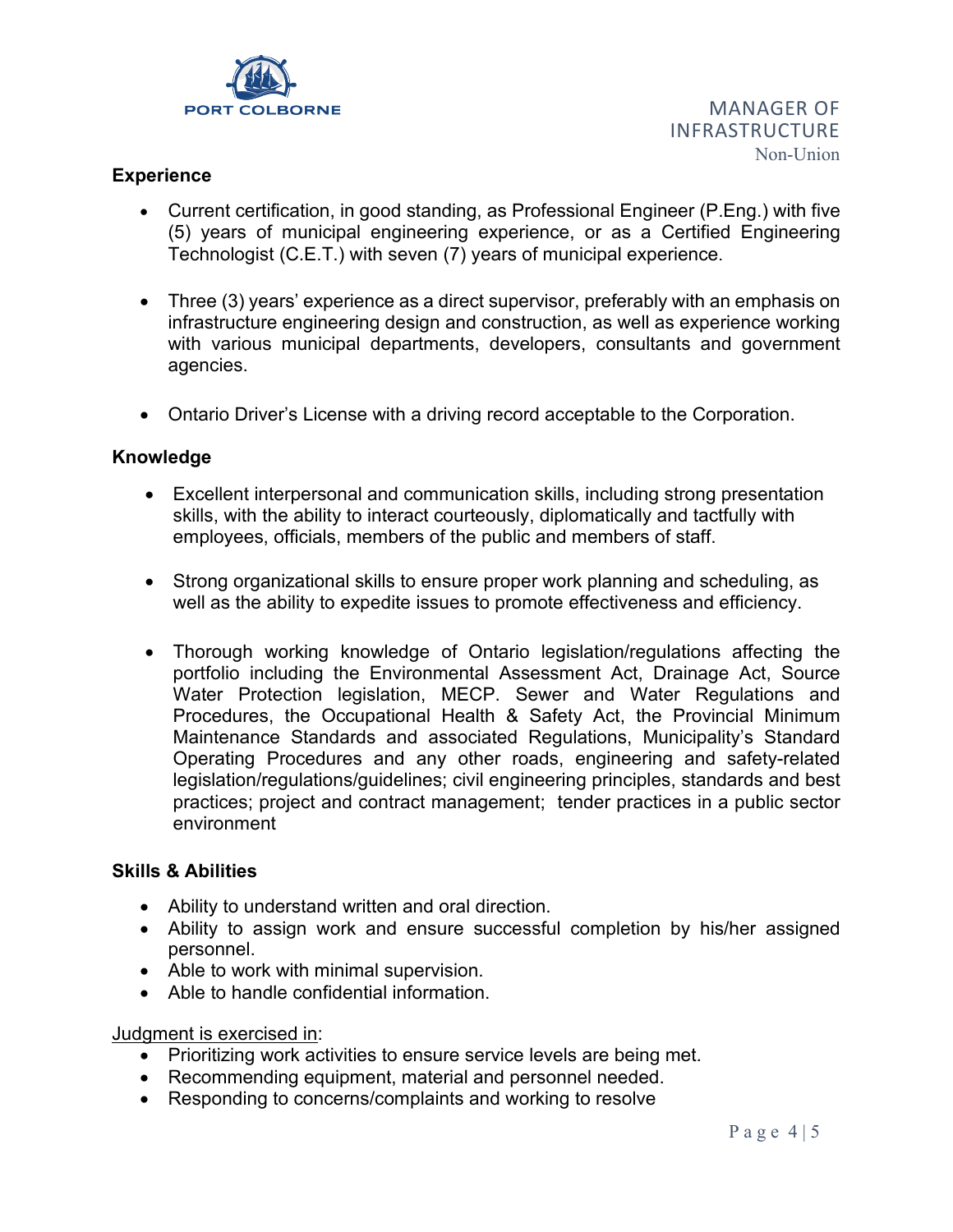## Experience

- Current certification, in good standing, as Professional Engineer (P.Eng.) with five (5) years of municipal engineering experience, or as a Certified Engineering Technologist (C.E.T.) with seven (7) years of municipal experience.

- Three (3) years' experience as a direct supervisor, preferably with an emphasis on infrastructure engineering design and construction, as well as experience working with various municipal departments, developers, consultants and government agencies.

- Ontario Driver's License with a driving record acceptable to the Corporation.

## Knowledge

- Excellent interpersonal and communication skills, including strong presentation skills, with the ability to interact courteously, diplomatically and tactfully with employees, officials, members of the public and members of staff.

- Strong organizational skills to ensure proper work planning and scheduling, as well as the ability to expedite issues to promote effectiveness and efficiency.

- Thorough working knowledge of Ontario legislation/regulations affecting the portfolio including the Environmental Assessment Act, Drainage Act, Source Water Protection legislation, MECP. Sewer and Water Regulations and Procedures, the Occupational Health & Safety Act, the Provincial Minimum Maintenance Standards and associated Regulations, Municipality's Standard Operating Procedures and any other roads, engineering and safety-related legislation/regulations/guidelines; civil engineering principles, standards and best practices; project and contract management; tender practices in a public sector environment

## Skills & Abilities

- Ability to understand written and oral direction.
- Ability to assign work and ensure successful completion by his/her assigned personnel.
- Able to work with minimal supervision.
- Able to handle confidential information.

Judgment is exercised in:

- Prioritizing work activities to ensure service levels are being met.
- Recommending equipment, material and personnel needed.
- Responding to concerns/complaints and working to resolve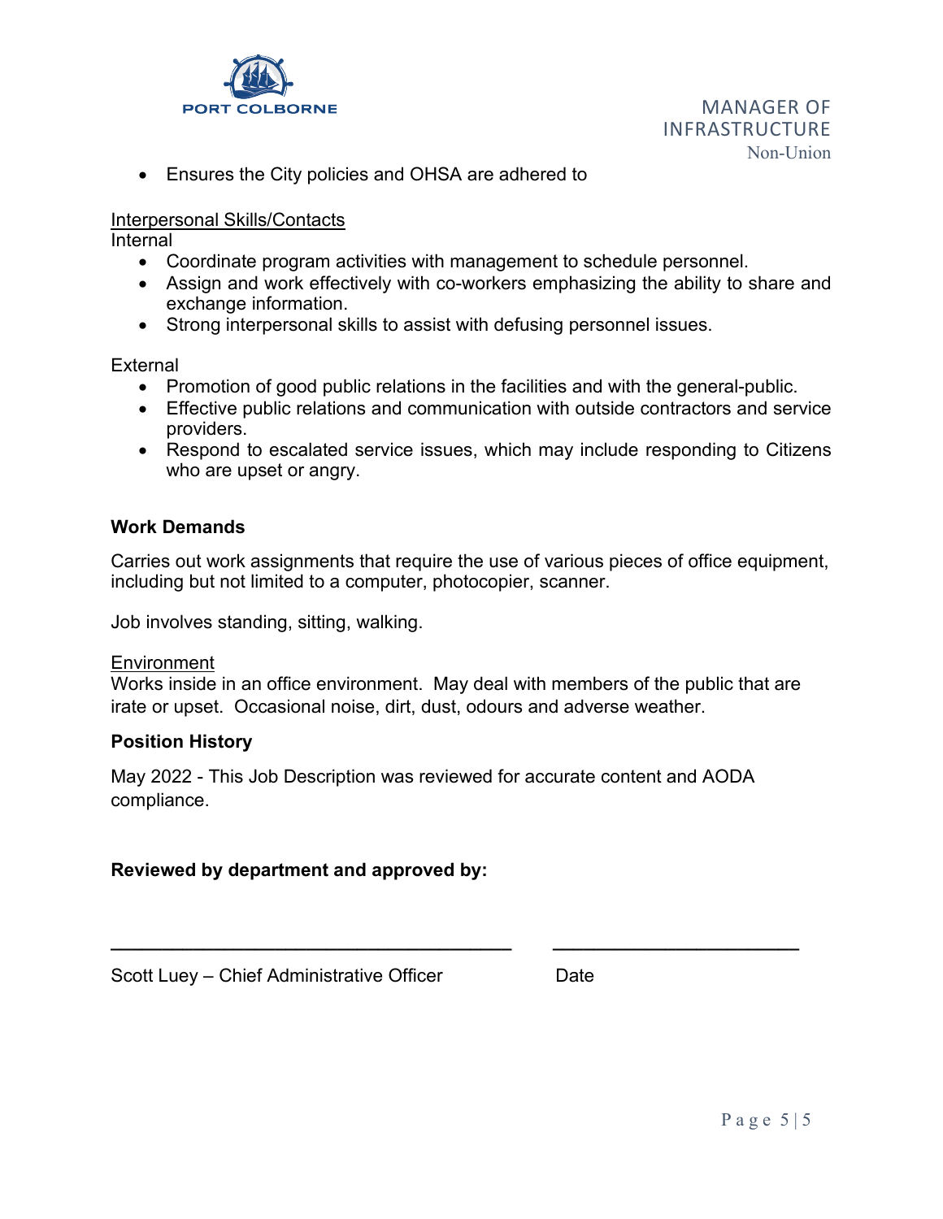- Ensures the City policies and OHSA are adhered to

Interpersonal Skills/Contacts

Internal

- Coordinate program activities with management to schedule personnel.
- Assign and work effectively with co-workers emphasizing the ability to share and exchange information.
- Strong interpersonal skills to assist with defusing personnel issues.

External

- Promotion of good public relations in the facilities and with the general-public.
- Effective public relations and communication with outside contractors and service providers.
- Respond to escalated service issues, which may include responding to Citizens who are upset or angry.

**Work Demands**

Carries out work assignments that require the use of various pieces of office equipment, including but not limited to a computer, photocopier, scanner.

Job involves standing, sitting, walking.

Environment

Works inside in an office environment. May deal with members of the public that are irate or upset. Occasional noise, dirt, dust, odours and adverse weather.

**Position History**

May 2022 - This Job Description was reviewed for accurate content and AODA compliance.

**Reviewed by department and approved by:**

\_\_\_\_\_\_\_\_\_\_\_\_\_\_\_\_\_\_\_\_\_\_\_\_\_\_\_\_\_\_\_\_\_\_\_\_ \_\_\_\_\_\_\_\_\_\_\_\_\_\_\_\_\_\_\_\_\_\_

Scott Luey – Chief Administrative Officer Date